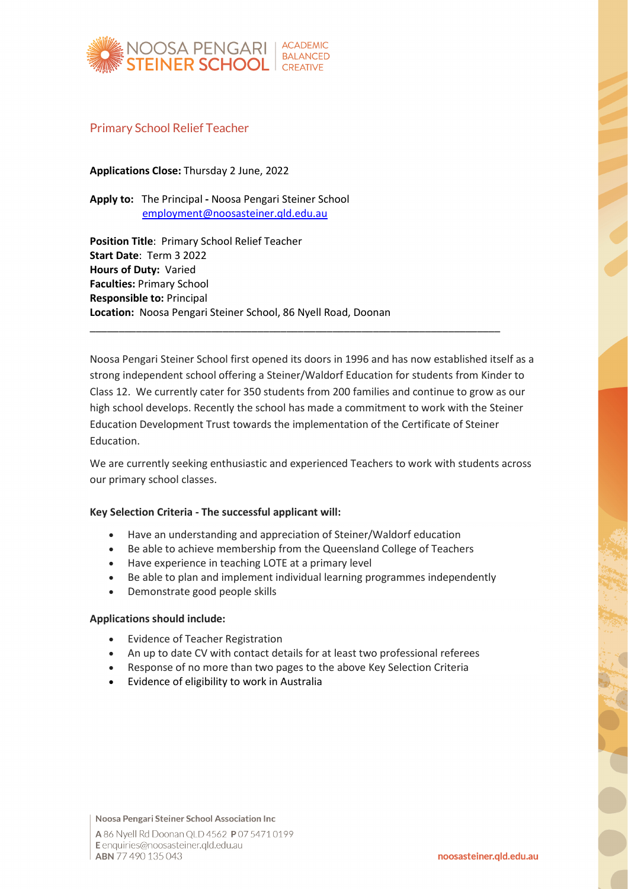NOOSA PENGARI STEINER SCHOOL | ACADEMIC BALANCED CREATIVE

## Primary School Relief Teacher

**Applications Close:** Thursday 2 June, 2022

**Apply to:** The Principal **-** Noosa Pengari Steiner School
employment@noosasteiner.qld.edu.au

**Position Title**: Primary School Relief Teacher
**Start Date**: Term 3 2022
**Hours of Duty:** Varied
**Faculties:** Primary School
**Responsible to:** Principal
**Location:** Noosa Pengari Steiner School, 86 Nyell Road, Doonan

---

Noosa Pengari Steiner School first opened its doors in 1996 and has now established itself as a strong independent school offering a Steiner/Waldorf Education for students from Kinder to Class 12. We currently cater for 350 students from 200 families and continue to grow as our high school develops. Recently the school has made a commitment to work with the Steiner Education Development Trust towards the implementation of the Certificate of Steiner Education.

We are currently seeking enthusiastic and experienced Teachers to work with students across our primary school classes.

**Key Selection Criteria - The successful applicant will:**

- Have an understanding and appreciation of Steiner/Waldorf education
- Be able to achieve membership from the Queensland College of Teachers
- Have experience in teaching LOTE at a primary level
- Be able to plan and implement individual learning programmes independently
- Demonstrate good people skills

**Applications should include:**

- Evidence of Teacher Registration
- An up to date CV with contact details for at least two professional referees
- Response of no more than two pages to the above Key Selection Criteria
- Evidence of eligibility to work in Australia

**Noosa Pengari Steiner School Association Inc**
**A** 86 Nyell Rd Doonan QLD 4562 **P** 07 5471 0199
**E** enquiries@noosasteiner.qld.edu.au
**ABN** 77 490 135 043

noosasteiner.qld.edu.au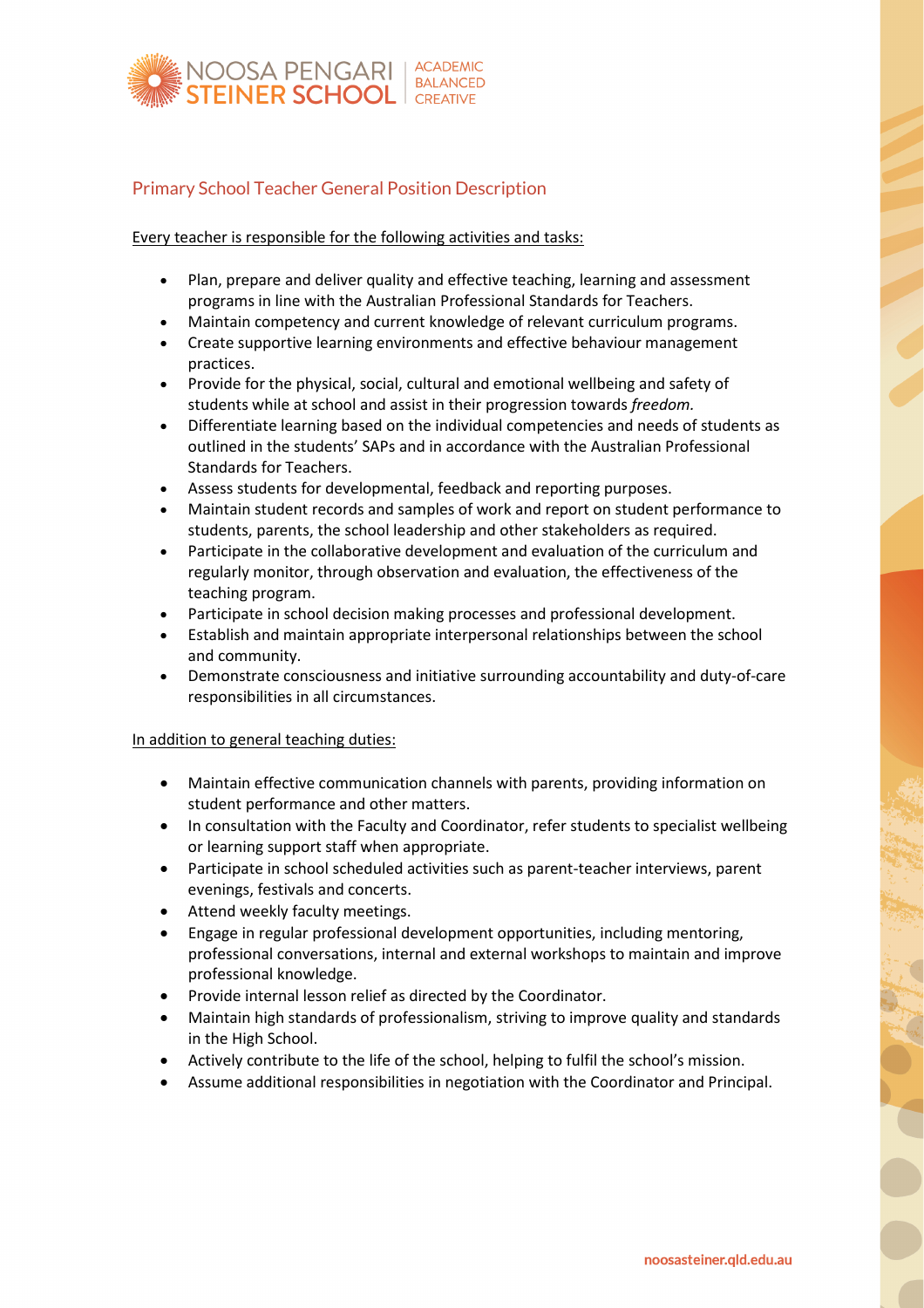## Primary School Teacher General Position Description

Every teacher is responsible for the following activities and tasks:

- Plan, prepare and deliver quality and effective teaching, learning and assessment programs in line with the Australian Professional Standards for Teachers.
- Maintain competency and current knowledge of relevant curriculum programs.
- Create supportive learning environments and effective behaviour management practices.
- Provide for the physical, social, cultural and emotional wellbeing and safety of students while at school and assist in their progression towards *freedom.*
- Differentiate learning based on the individual competencies and needs of students as outlined in the students' SAPs and in accordance with the Australian Professional Standards for Teachers.
- Assess students for developmental, feedback and reporting purposes.
- Maintain student records and samples of work and report on student performance to students, parents, the school leadership and other stakeholders as required.
- Participate in the collaborative development and evaluation of the curriculum and regularly monitor, through observation and evaluation, the effectiveness of the teaching program.
- Participate in school decision making processes and professional development.
- Establish and maintain appropriate interpersonal relationships between the school and community.
- Demonstrate consciousness and initiative surrounding accountability and duty-of-care responsibilities in all circumstances.

In addition to general teaching duties:

- Maintain effective communication channels with parents, providing information on student performance and other matters.
- In consultation with the Faculty and Coordinator, refer students to specialist wellbeing or learning support staff when appropriate.
- Participate in school scheduled activities such as parent-teacher interviews, parent evenings, festivals and concerts.
- Attend weekly faculty meetings.
- Engage in regular professional development opportunities, including mentoring, professional conversations, internal and external workshops to maintain and improve professional knowledge.
- Provide internal lesson relief as directed by the Coordinator.
- Maintain high standards of professionalism, striving to improve quality and standards in the High School.
- Actively contribute to the life of the school, helping to fulfil the school's mission.
- Assume additional responsibilities in negotiation with the Coordinator and Principal.